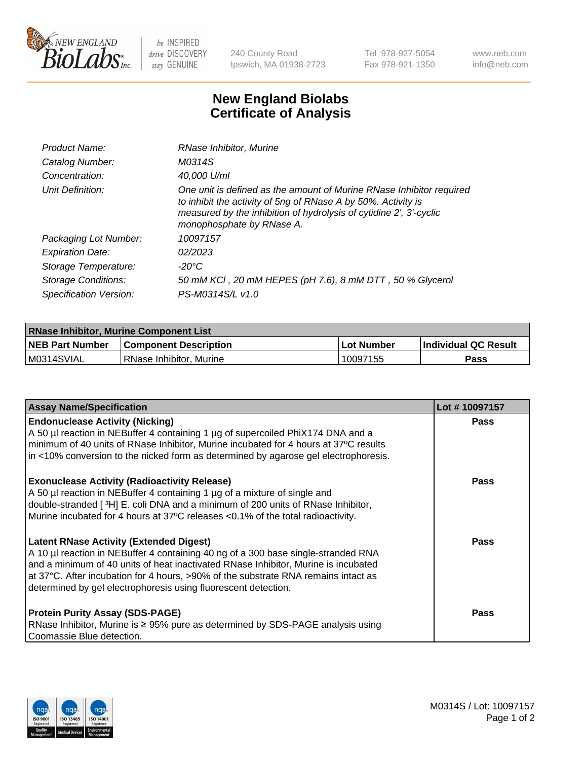# New England Biolabs
# Certificate of Analysis

| | |
|---|---|
| *Product Name:* | *RNase Inhibitor, Murine* |
| *Catalog Number:* | *M0314S* |
| *Concentration:* | *40,000 U/ml* |
| *Unit Definition:* | *One unit is defined as the amount of Murine RNase Inhibitor required to inhibit the activity of 5ng of RNase A by 50%. Activity is measured by the inhibition of hydrolysis of cytidine 2', 3'-cyclic monophosphate by RNase A.* |
| *Packaging Lot Number:* | *10097157* |
| *Expiration Date:* | *02/2023* |
| *Storage Temperature:* | *-20°C* |
| *Storage Conditions:* | *50 mM KCl , 20 mM HEPES (pH 7.6), 8 mM DTT , 50 % Glycerol* |
| *Specification Version:* | *PS-M0314S/L v1.0* |

| RNase Inhibitor, Murine Component List | | | |
|---|---|---|---|
| **NEB Part Number** | **Component Description** | **Lot Number** | **Individual QC Result** |
| M0314SVIAL | RNase Inhibitor, Murine | 10097155 | **Pass** |

| Assay Name/Specification | Lot # 10097157 |
|---|---|
| **Endonuclease Activity (Nicking)**<br>A 50 µl reaction in NEBuffer 4 containing 1 µg of supercoiled PhiX174 DNA and a minimum of 40 units of RNase Inhibitor, Murine incubated for 4 hours at 37ºC results in <10% conversion to the nicked form as determined by agarose gel electrophoresis. | **Pass** |
| **Exonuclease Activity (Radioactivity Release)**<br>A 50 µl reaction in NEBuffer 4 containing 1 µg of a mixture of single and double-stranded [ $^{3}$H] E. coli DNA and a minimum of 200 units of RNase Inhibitor, Murine incubated for 4 hours at 37ºC releases <0.1% of the total radioactivity. | **Pass** |
| **Latent RNase Activity (Extended Digest)**<br>A 10 µl reaction in NEBuffer 4 containing 40 ng of a 300 base single-stranded RNA and a minimum of 40 units of heat inactivated RNase Inhibitor, Murine is incubated at 37°C. After incubation for 4 hours, >90% of the substrate RNA remains intact as determined by gel electrophoresis using fluorescent detection. | **Pass** |
| **Protein Purity Assay (SDS-PAGE)**<br>RNase Inhibitor, Murine is ≥ 95% pure as determined by SDS-PAGE analysis using Coomassie Blue detection. | **Pass** |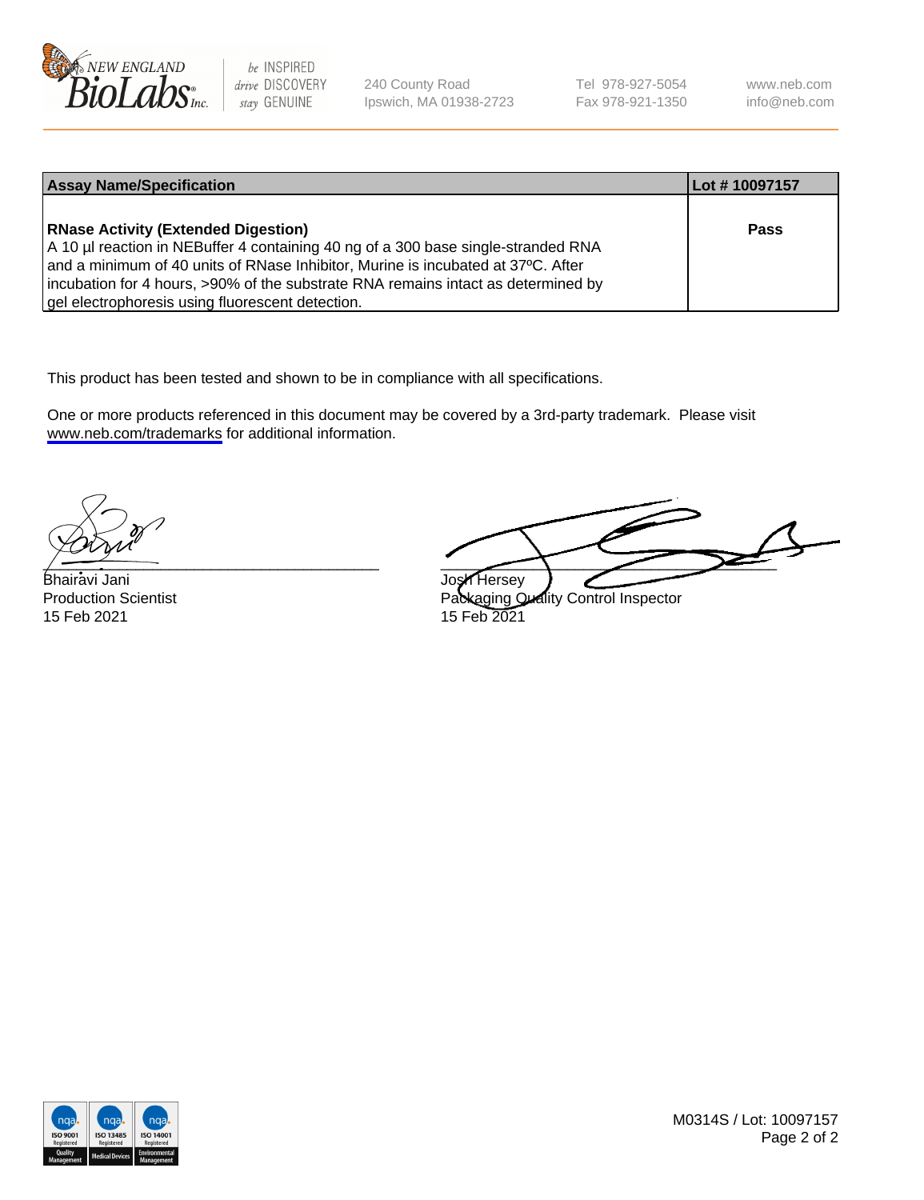| Assay Name/Specification | Lot # 10097157 |
| --- | --- |
| **RNase Activity (Extended Digestion)**<br>A 10 µl reaction in NEBuffer 4 containing 40 ng of a 300 base single-stranded RNA and a minimum of 40 units of RNase Inhibitor, Murine is incubated at 37ºC. After incubation for 4 hours, >90% of the substrate RNA remains intact as determined by gel electrophoresis using fluorescent detection. | **Pass** |

This product has been tested and shown to be in compliance with all specifications.

One or more products referenced in this document may be covered by a 3rd-party trademark. Please visit www.neb.com/trademarks for additional information.

Bhairavi Jani
Production Scientist
15 Feb 2021

Josh Hersey
Packaging Quality Control Inspector
15 Feb 2021

M0314S / Lot: 10097157